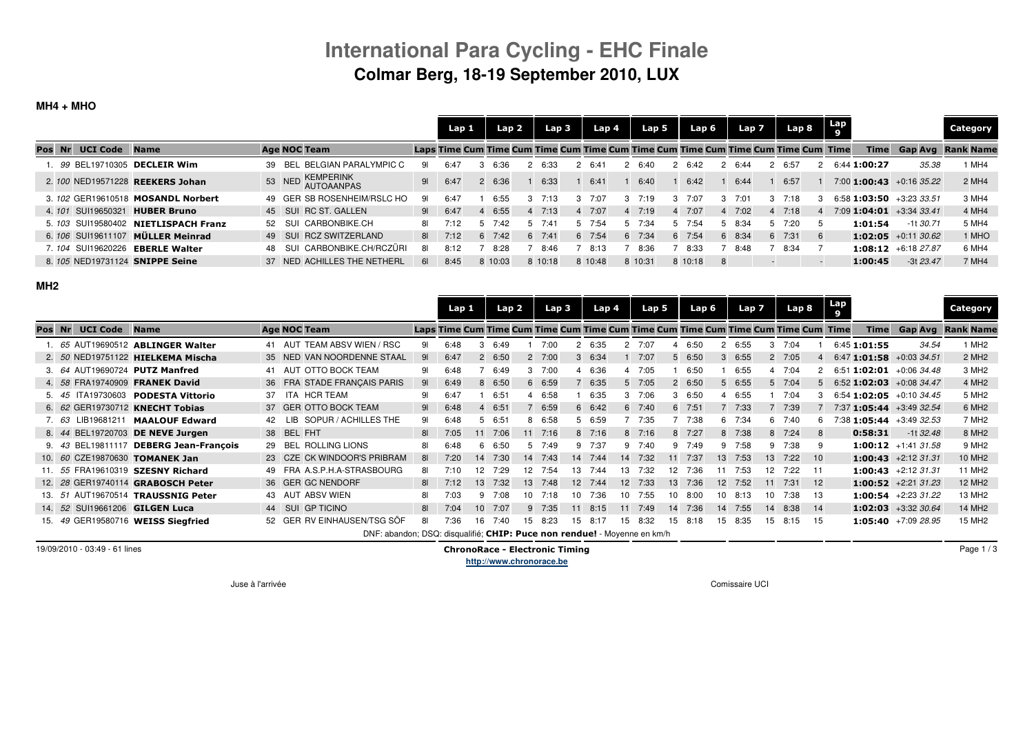# International Para Cycling - EHC Finale

## Colmar Berg, 18-19 September 2010, LUX

### MH4 + MHO

| Pos | Nr | UCI Code | Name | Age | NOC | Team | Laps | Lap 1 Time | Cum | Lap 2 Time | Cum | Lap 3 Time | Cum | Lap 4 Time | Cum | Lap 5 Time | Cum | Lap 6 Time | Cum | Lap 7 Time | Cum | Lap 8 Time | Cum | Lap 9 Time | Time | Gap | Avg | Category Rank | Category Name |
|---|---|---|---|---|---|---|---|---|---|---|---|---|---|---|---|---|---|---|---|---|---|---|---|---|---|---|---|---|---|
| 1. | 99 | BEL19710305 | **DECLEIR Wim** | 39 | BEL | BELGIAN PARALYMPIC C | 9l | 6:47 | 3 | 6:36 | 2 | 6:33 | 2 | 6:41 | 2 | 6:40 | 2 | 6:42 | 2 | 6:44 | 2 | 6:57 | 2 | 6:44 | **1:00:27** | | 35.38 | 1 | MH4 |
| 2. | 100 | NED19571228 | **REEKERS Johan** | 53 | NED | KEMPERINK AUTOAANPAS | 9l | 6:47 | 2 | 6:36 | 1 | 6:33 | 1 | 6:41 | 1 | 6:40 | 1 | 6:42 | 1 | 6:44 | 1 | 6:57 | 1 | 7:00 | **1:00:43** | +0:16 | 35.22 | 2 | MH4 |
| 3. | 102 | GER19610518 | **MOSANDL Norbert** | 49 | GER | SB ROSENHEIM/RSLC HO | 9l | 6:47 | 1 | 6:55 | 3 | 7:13 | 3 | 7:07 | 3 | 7:19 | 3 | 7:07 | 3 | 7:01 | 3 | 7:18 | 3 | 6:58 | **1:03:50** | +3:23 | 33.51 | 3 | MH4 |
| 4. | 101 | SUI19650321 | **HUBER Bruno** | 45 | SUI | RC ST. GALLEN | 9l | 6:47 | 4 | 6:55 | 4 | 7:13 | 4 | 7:07 | 4 | 7:19 | 4 | 7:07 | 4 | 7:02 | 4 | 7:18 | 4 | 7:09 | **1:04:01** | +3:34 | 33.41 | 4 | MH4 |
| 5. | 103 | SUI19580402 | **NIETLISPACH Franz** | 52 | SUI | CARBONBIKE.CH | 8l | 7:12 | 5 | 7:42 | 5 | 7:41 | 5 | 7:54 | 5 | 7:34 | 5 | 7:54 | 5 | 8:34 | 5 | 7:20 | 5 | | **1:01:54** | -1t | 30.71 | 5 | MH4 |
| 6. | 106 | SUI19611107 | **MÜLLER Meinrad** | 49 | SUI | RCZ SWITZERLAND | 8l | 7:12 | 6 | 7:42 | 6 | 7:41 | 6 | 7:54 | 6 | 7:34 | 6 | 7:54 | 6 | 8:34 | 6 | 7:31 | 6 | | **1:02:05** | +0:11 | 30.62 | 1 | MHO |
| 7. | 104 | SUI19620226 | **EBERLE Walter** | 48 | SUI | CARBONBIKE.CH/RCZÜRI | 8l | 8:12 | 7 | 8:28 | 7 | 8:46 | 7 | 8:13 | 7 | 8:36 | 7 | 8:33 | 7 | 8:48 | 7 | 8:34 | 7 | | **1:08:12** | +6:18 | 27.87 | 6 | MH4 |
| 8. | 105 | NED19731124 | **SNIPPE Seine** | 37 | NED | ACHILLES THE NETHERL | 6l | 8:45 | 8 | 10:03 | 8 | 10:18 | 8 | 10:48 | 8 | 10:31 | 8 | 10:18 | 8 | | - | | - | | **1:00:45** | -3t | 23.47 | 7 | MH4 |

### MH2

| Pos | Nr | UCI Code | Name | Age | NOC | Team | Laps | Lap 1 Time | Cum | Lap 2 Time | Cum | Lap 3 Time | Cum | Lap 4 Time | Cum | Lap 5 Time | Cum | Lap 6 Time | Cum | Lap 7 Time | Cum | Lap 8 Time | Cum | Lap 9 Time | Time | Gap | Avg | Category Rank | Category Name |
|---|---|---|---|---|---|---|---|---|---|---|---|---|---|---|---|---|---|---|---|---|---|---|---|---|---|---|---|---|---|
| 1. | 65 | AUT19690512 | **ABLINGER Walter** | 41 | AUT | TEAM ABSV WIEN / RSC | 9l | 6:48 | 3 | 6:49 | 1 | 7:00 | 2 | 6:35 | 2 | 7:07 | 4 | 6:50 | 2 | 6:55 | 3 | 7:04 | 1 | 6:45 | **1:01:55** | | 34.54 | 1 | MH2 |
| 2. | 50 | NED19751122 | **HIELKEMA Mischa** | 35 | NED | VAN NOORDENNE STAAL | 9l | 6:47 | 2 | 6:50 | 2 | 7:00 | 3 | 6:34 | 1 | 7:07 | 5 | 6:50 | 3 | 6:55 | 2 | 7:05 | 4 | 6:47 | **1:01:58** | +0:03 | 34.51 | 2 | MH2 |
| 3. | 64 | AUT19690724 | **PUTZ Manfred** | 41 | AUT | OTTO BOCK TEAM | 9l | 6:48 | 7 | 6:49 | 3 | 7:00 | 4 | 6:36 | 4 | 7:05 | 1 | 6:50 | 1 | 6:55 | 4 | 7:04 | 2 | 6:51 | **1:02:01** | +0:06 | 34.48 | 3 | MH2 |
| 4. | 58 | FRA19740909 | **FRANEK David** | 36 | FRA | STADE FRANÇAIS PARIS | 9l | 6:49 | 8 | 6:50 | 6 | 6:59 | 7 | 6:35 | 5 | 7:05 | 2 | 6:50 | 5 | 6:55 | 5 | 7:04 | 5 | 6:52 | **1:02:03** | +0:08 | 34.47 | 4 | MH2 |
| 5. | 45 | ITA19730603 | **PODESTA Vittorio** | 37 | ITA | HCR TEAM | 9l | 6:47 | 1 | 6:51 | 4 | 6:58 | 1 | 6:35 | 3 | 7:06 | 3 | 6:50 | 4 | 6:55 | 1 | 7:04 | 3 | 6:54 | **1:02:05** | +0:10 | 34.45 | 5 | MH2 |
| 6. | 62 | GER19730712 | **KNECHT Tobias** | 37 | GER | OTTO BOCK TEAM | 9l | 6:48 | 4 | 6:51 | 7 | 6:59 | 6 | 6:42 | 6 | 7:40 | 6 | 7:51 | 7 | 7:33 | 7 | 7:39 | 7 | 7:37 | **1:05:44** | +3:49 | 32.54 | 6 | MH2 |
| 7. | 63 | LIB19681211 | **MAALOUF Edward** | 42 | LIB | SOPUR / ACHILLES THE | 9l | 6:48 | 5 | 6:51 | 8 | 6:58 | 5 | 6:59 | 7 | 7:35 | 7 | 7:38 | 6 | 7:34 | 6 | 7:40 | 6 | 7:38 | **1:05:44** | +3:49 | 32.53 | 7 | MH2 |
| 8. | 44 | BEL19720703 | **DE NEVE Jurgen** | 38 | BEL | FHT | 8l | 7:05 | 11 | 7:06 | 11 | 7:16 | 8 | 7:16 | 8 | 7:16 | 8 | 7:27 | 8 | 7:38 | 8 | 7:24 | 8 | | **0:58:31** | -1t | 32.48 | 8 | MH2 |
| 9. | 43 | BEL19811117 | **DEBERG Jean-François** | 29 | BEL | ROLLING LIONS | 8l | 6:48 | 6 | 6:50 | 5 | 7:49 | 9 | 7:37 | 9 | 7:40 | 9 | 7:49 | 9 | 7:58 | 9 | 7:38 | 9 | | **1:00:12** | +1:41 | 31.58 | 9 | MH2 |
| 10. | 60 | CZE19870630 | **TOMANEK Jan** | 23 | CZE | CK WINDOOR'S PRIBRAM | 8l | 7:20 | 14 | 7:30 | 14 | 7:43 | 14 | 7:44 | 14 | 7:32 | 11 | 7:37 | 13 | 7:53 | 13 | 7:22 | 10 | | **1:00:43** | +2:12 | 31.31 | 10 | MH2 |
| 11. | 55 | FRA19610319 | **SZESNY Richard** | 49 | FRA | A.S.P.H.A-STRASBOURG | 8l | 7:10 | 12 | 7:29 | 12 | 7:54 | 13 | 7:44 | 13 | 7:32 | 12 | 7:36 | 11 | 7:53 | 12 | 7:22 | 11 | | **1:00:43** | +2:12 | 31.31 | 11 | MH2 |
| 12. | 28 | GER19740114 | **GRABOSCH Peter** | 36 | GER | GC NENDORF | 8l | 7:12 | 13 | 7:32 | 13 | 7:48 | 12 | 7:44 | 12 | 7:33 | 13 | 7:36 | 12 | 7:52 | 11 | 7:31 | 12 | | **1:00:52** | +2:21 | 31.23 | 12 | MH2 |
| 13. | 51 | AUT19670514 | **TRAUSSNIG Peter** | 43 | AUT | ABSV WIEN | 8l | 7:03 | 9 | 7:08 | 10 | 7:18 | 10 | 7:36 | 10 | 7:55 | 10 | 8:00 | 10 | 8:13 | 10 | 7:38 | 13 | | **1:00:54** | +2:23 | 31.22 | 13 | MH2 |
| 14. | 52 | SUI19661206 | **GILGEN Luca** | 44 | SUI | GP TICINO | 8l | 7:04 | 10 | 7:07 | 9 | 7:35 | 11 | 8:15 | 11 | 7:49 | 14 | 7:36 | 14 | 7:55 | 14 | 8:38 | 14 | | **1:02:03** | +3:32 | 30.64 | 14 | MH2 |
| 15. | 49 | GER19580716 | **WEISS Siegfried** | 52 | GER | RV EINHAUSEN/TSG SÖF | 8l | 7:36 | 16 | 7:40 | 15 | 8:23 | 15 | 8:17 | 15 | 8:32 | 15 | 8:18 | 15 | 8:35 | 15 | 8:15 | 15 | | **1:05:40** | +7:09 | 28.95 | 15 | MH2 |

DNF: abandon; DSQ: disqualifié; **CHIP: Puce non rendue!** - Moyenne en km/h

19/09/2010 - 03:49 - 61 lines

**ChronoRace - Electronic Timing**
http://www.chronorace.be

Juse à l'arrivée

Comissaire UCI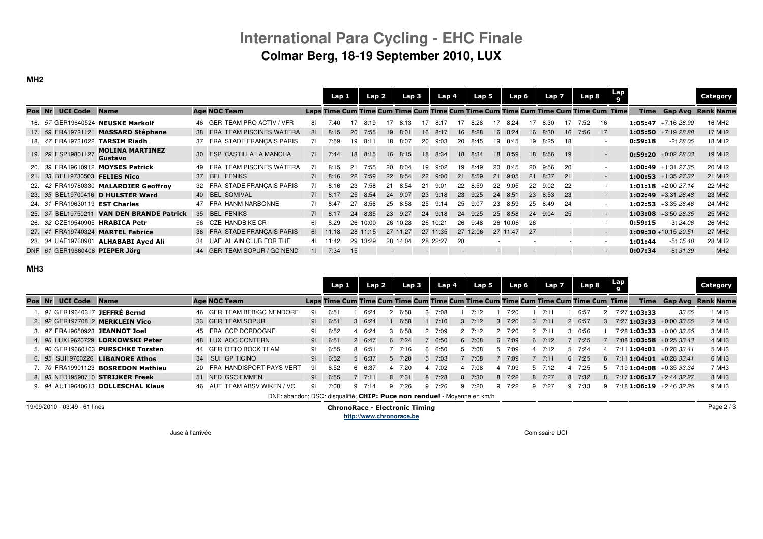# International Para Cycling - EHC Finale

## Colmar Berg, 18-19 September 2010, LUX

### MH2

| Pos | Nr | UCI Code | Name | Age | NOC | Team | Laps | Lap 1 Time | Cum | Lap 2 Time | Cum | Lap 3 Time | Cum | Lap 4 Time | Cum | Lap 5 Time | Cum | Lap 6 Time | Cum | Lap 7 Time | Cum | Lap 8 Time | Cum | Lap 9 Time | Time | Gap | Avg | Category Rank | Category Name |
|---|---|---|---|---|---|---|---|---|---|---|---|---|---|---|---|---|---|---|---|---|---|---|---|---|---|---|---|---|---|
| 16. | 57 | GER19640524 | **NEUSKE Markolf** | 46 | GER | TEAM PRO ACTIV / VFR | 8l | 7:40 | 17 | 8:19 | 17 | 8:13 | 17 | 8:17 | 17 | 8:28 | 17 | 8:24 | 17 | 8:30 | 17 | 7:52 | 16 | | **1:05:47** | +7:16 | *28.90* | 16 | MH2 |
| 17. | 59 | FRA19721121 | **MASSARD Stéphane** | 38 | FRA | TEAM PISCINES WATERA | 8l | 8:15 | 20 | 7:55 | 19 | 8:01 | 16 | 8:17 | 16 | 8:28 | 16 | 8:24 | 16 | 8:30 | 16 | 7:56 | 17 | | **1:05:50** | +7:19 | *28.88* | 17 | MH2 |
| 18. | 47 | FRA19731022 | **TARSIM Riadh** | 37 | FRA | STADE FRANÇAIS PARIS | 7l | 7:59 | 19 | 8:11 | 18 | 8:07 | 20 | 9:03 | 20 | 8:45 | 19 | 8:45 | 19 | 8:25 | 18 | | - | | **0:59:18** | -2t | *28.05* | 18 | MH2 |
| 19. | 29 | ESP19801127 | **MOLINA MARTINEZ Gustavo** | 30 | ESP | CASTILLA LA MANCHA | 7l | 7:44 | 18 | 8:15 | 16 | 8:15 | 18 | 8:34 | 18 | 8:34 | 18 | 8:59 | 18 | 8:56 | 19 | | - | | **0:59:20** | +0:02 | *28.03* | 19 | MH2 |
| 20. | 39 | FRA19610912 | **MOYSES Patrick** | 49 | FRA | TEAM PISCINES WATERA | 7l | 8:15 | 21 | 7:55 | 20 | 8:04 | 19 | 9:02 | 19 | 8:49 | 20 | 8:45 | 20 | 9:56 | 20 | | - | | **1:00:49** | +1:31 | *27.35* | 20 | MH2 |
| 21. | 33 | BEL19730503 | **FELIES Nico** | 37 | BEL | FENIKS | 7l | 8:16 | 22 | 7:59 | 22 | 8:54 | 22 | 9:00 | 21 | 8:59 | 21 | 9:05 | 21 | 8:37 | 21 | | - | | **1:00:53** | +1:35 | *27.32* | 21 | MH2 |
| 22. | 42 | FRA19780330 | **MALARDIER Geoffroy** | 32 | FRA | STADE FRANÇAIS PARIS | 7l | 8:16 | 23 | 7:58 | 21 | 8:54 | 21 | 9:01 | 22 | 8:59 | 22 | 9:05 | 22 | 9:02 | 22 | | - | | **1:01:18** | +2:00 | *27.14* | 22 | MH2 |
| 23. | 35 | BEL19700416 | **D HULSTER Ward** | 40 | BEL | SOMIVAL | 7l | 8:17 | 25 | 8:54 | 24 | 9:07 | 23 | 9:18 | 23 | 9:25 | 24 | 8:51 | 23 | 8:53 | 23 | | - | | **1:02:49** | +3:31 | *26.48* | 23 | MH2 |
| 24. | 31 | FRA19630119 | **EST Charles** | 47 | FRA | HANM NARBONNE | 7l | 8:47 | 27 | 8:56 | 25 | 8:58 | 25 | 9:14 | 25 | 9:07 | 23 | 8:59 | 25 | 8:49 | 24 | | - | | **1:02:53** | +3:35 | *26.46* | 24 | MH2 |
| 25. | 37 | BEL19750211 | **VAN DEN BRANDE Patrick** | 35 | BEL | FENIKS | 7l | 8:17 | 24 | 8:35 | 23 | 9:27 | 24 | 9:18 | 24 | 9:25 | 25 | 8:58 | 24 | 9:04 | 25 | | - | | **1:03:08** | +3:50 | *26.35* | 25 | MH2 |
| 26. | 32 | CZE19540905 | **HRABICA Petr** | 56 | CZE | HANDBIKE CR | 6l | 8:29 | 26 | 10:00 | 26 | 10:28 | 26 | 10:21 | 26 | 9:48 | 26 | 10:06 | 26 | | - | | - | | **0:59:15** | -3t | *24.06* | 26 | MH2 |
| 27. | 41 | FRA19740324 | **MARTEL Fabrice** | 36 | FRA | STADE FRANÇAIS PARIS | 6l | 11:18 | 28 | 11:15 | 27 | 11:27 | 27 | 11:35 | 27 | 12:06 | 27 | 11:47 | 27 | | - | | - | | **1:09:30** | +10:15 | *20.51* | 27 | MH2 |
| 28. | 34 | UAE19760901 | **ALHABABI Ayed Ali** | 34 | UAE | AL AIN CLUB FOR THE | 4l | 11:42 | 29 | 13:29 | 28 | 14:04 | 28 | 22:27 | 28 | | - | | - | | - | | - | | **1:01:44** | -5t | *15.40* | 28 | MH2 |
| DNF | 61 | GER19660408 | **PIEPER Jörg** | 44 | GER | TEAM SOPUR / GC NEND | 1l | 7:34 | 15 | | - | | - | | - | | - | | - | | - | | - | | **0:07:34** | -8t | *31.39* | - | MH2 |

### MH3

| Pos | Nr | UCI Code | Name | Age | NOC | Team | Laps | Lap 1 Time | Cum | Lap 2 Time | Cum | Lap 3 Time | Cum | Lap 4 Time | Cum | Lap 5 Time | Cum | Lap 6 Time | Cum | Lap 7 Time | Cum | Lap 8 Time | Cum | Lap 9 Time | Time | Gap | Avg | Category Rank | Category Name |
|---|---|---|---|---|---|---|---|---|---|---|---|---|---|---|---|---|---|---|---|---|---|---|---|---|---|---|---|---|---|
| 1. | 91 | GER19640317 | **JEFFRÉ Bernd** | 46 | GER | TEAM BEB/GC NENDORF | 9l | 6:51 | 1 | 6:24 | 2 | 6:58 | 3 | 7:08 | 1 | 7:12 | 1 | 7:20 | 1 | 7:11 | 1 | 6:57 | 2 | 7:27 | **1:03:33** | | *33.65* | 1 | MH3 |
| 2. | 92 | GER19770812 | **MERKLEIN Vico** | 33 | GER | TEAM SOPUR | 9l | 6:51 | 3 | 6:24 | 1 | 6:58 | 1 | 7:10 | 3 | 7:12 | 3 | 7:20 | 3 | 7:11 | 2 | 6:57 | 3 | 7:27 | **1:03:33** | +0:00 | *33.65* | 2 | MH3 |
| 3. | 97 | FRA19650923 | **JEANNOT Joel** | 45 | FRA | CCP DORDOGNE | 9l | 6:52 | 4 | 6:24 | 3 | 6:58 | 2 | 7:09 | 2 | 7:12 | 2 | 7:20 | 2 | 7:11 | 3 | 6:56 | 1 | 7:28 | **1:03:33** | +0:00 | *33.65* | 3 | MH3 |
| 4. | 96 | LUX19620729 | **LORKOWSKI Peter** | 48 | LUX | ACC CONTERN | 9l | 6:51 | 2 | 6:47 | 6 | 7:24 | 7 | 6:50 | 6 | 7:08 | 6 | 7:09 | 6 | 7:12 | 7 | 7:25 | 7 | 7:08 | **1:03:58** | +0:25 | *33.43* | 4 | MH3 |
| 5. | 90 | GER19660103 | **PURSCHKE Torsten** | 44 | GER | OTTO BOCK TEAM | 9l | 6:55 | 8 | 6:51 | 7 | 7:16 | 6 | 6:50 | 5 | 7:08 | 5 | 7:09 | 4 | 7:12 | 5 | 7:24 | 4 | 7:11 | **1:04:01** | +0:28 | *33.41* | 5 | MH3 |
| 6. | 95 | SUI19760226 | **LIBANORE Athos** | 34 | SUI | GP TICINO | 9l | 6:52 | 5 | 6:37 | 5 | 7:20 | 5 | 7:03 | 7 | 7:08 | 7 | 7:09 | 7 | 7:11 | 6 | 7:25 | 6 | 7:11 | **1:04:01** | +0:28 | *33.41* | 6 | MH3 |
| 7. | 70 | FRA19901123 | **BOSREDON Mathieu** | 20 | FRA | HANDISPORT PAYS VERT | 9l | 6:52 | 6 | 6:37 | 4 | 7:20 | 4 | 7:02 | 4 | 7:08 | 4 | 7:09 | 5 | 7:12 | 4 | 7:25 | 5 | 7:19 | **1:04:08** | +0:35 | *33.34* | 7 | MH3 |
| 8. | 93 | NED19590710 | **STRIJKER Freek** | 51 | NED | GSC EMMEN | 9l | 6:55 | 7 | 7:11 | 8 | 7:31 | 8 | 7:28 | 8 | 7:30 | 8 | 7:22 | 8 | 7:27 | 8 | 7:32 | 8 | 7:17 | **1:06:17** | +2:44 | *32.27* | 8 | MH3 |
| 9. | 94 | AUT19640613 | **DOLLESCHAL Klaus** | 46 | AUT | TEAM ABSV WIKEN / VC | 9l | 7:08 | 9 | 7:14 | 9 | 7:26 | 9 | 7:26 | 9 | 7:20 | 9 | 7:22 | 9 | 7:27 | 9 | 7:33 | 9 | 7:18 | **1:06:19** | +2:46 | *32.25* | 9 | MH3 |

DNF: abandon; DSQ: disqualifié; **CHIP: Puce non rendue!** - Moyenne en km/h

19/09/2010 - 03:49 - 61 lines

**ChronoRace - Electronic Timing**

http://www.chronorace.be

Juse à l'arrivée

Comissaire UCI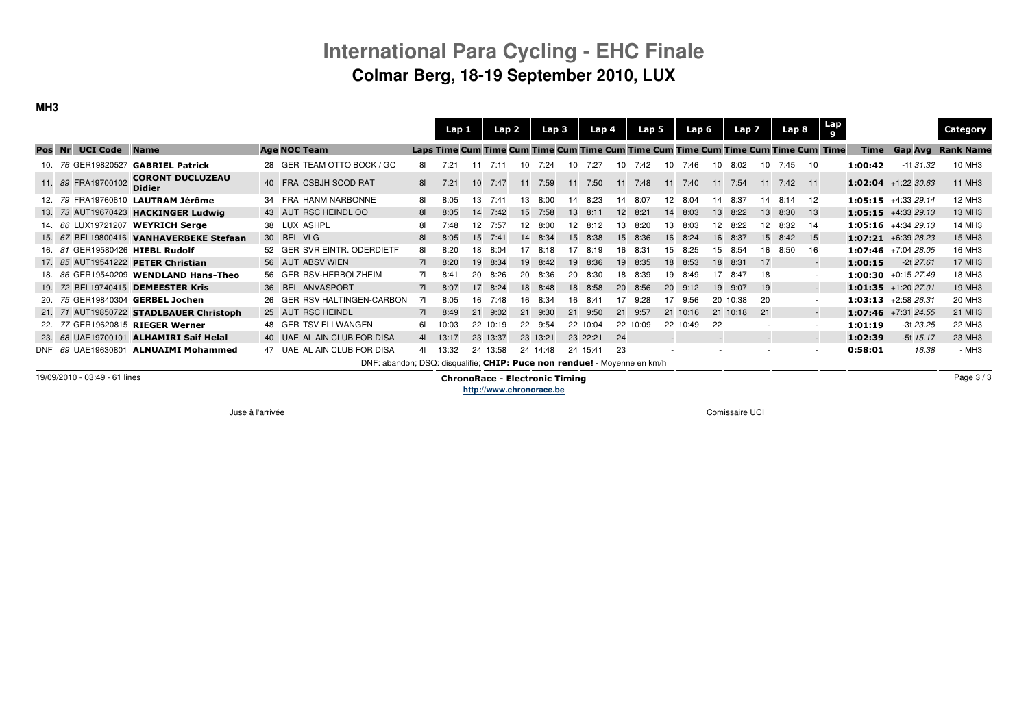# International Para Cycling - EHC Finale

## Colmar Berg, 18-19 September 2010, LUX

**MH3**

| | | | | | | | | Lap 1 | | Lap 2 | | Lap 3 | | Lap 4 | | Lap 5 | | Lap 6 | | Lap 7 | | Lap 8 | | Lap 9 | | | | Category | |
|---|---|---|---|---|---|---|---|---|---|---|---|---|---|---|---|---|---|---|---|---|---|---|---|---|---|---|---|---|---|
| Pos | Nr | UCI Code | Name | Age | NOC | Team | Laps | Time | Cum | Time | Cum | Time | Cum | Time | Cum | Time | Cum | Time | Cum | Time | Cum | Time | Cum | Time | Time | Gap | Avg | Rank | Name |
| 10. | 76 | GER19820527 | **GABRIEL Patrick** | 28 | GER | TEAM OTTO BOCK / GC | 8l | 7:21 | 11 | 7:11 | 10 | 7:24 | 10 | 7:27 | 10 | 7:42 | 10 | 7:46 | 10 | 8:02 | 10 | 7:45 | 10 | | **1:00:42** | -1t | *31.32* | 10 | MH3 |
| 11. | 89 | FRA19700102 | **CORONT DUCLUZEAU Didier** | 40 | FRA | CSBJH SCOD RAT | 8l | 7:21 | 10 | 7:47 | 11 | 7:59 | 11 | 7:50 | 11 | 7:48 | 11 | 7:40 | 11 | 7:54 | 11 | 7:42 | 11 | | **1:02:04** | +1:22 | *30.63* | 11 | MH3 |
| 12. | 79 | FRA19760610 | **LAUTRAM Jérôme** | 34 | FRA | HANM NARBONNE | 8l | 8:05 | 13 | 7:41 | 13 | 8:00 | 14 | 8:23 | 14 | 8:07 | 12 | 8:04 | 14 | 8:37 | 14 | 8:14 | 12 | | **1:05:15** | +4:33 | *29.14* | 12 | MH3 |
| 13. | 73 | AUT19670423 | **HACKINGER Ludwig** | 43 | AUT | RSC HEINDL OO | 8l | 8:05 | 14 | 7:42 | 15 | 7:58 | 13 | 8:11 | 12 | 8:21 | 14 | 8:03 | 13 | 8:22 | 13 | 8:30 | 13 | | **1:05:15** | +4:33 | *29.13* | 13 | MH3 |
| 14. | 66 | LUX19721207 | **WEYRICH Serge** | 38 | LUX | ASHPL | 8l | 7:48 | 12 | 7:57 | 12 | 8:00 | 12 | 8:12 | 13 | 8:20 | 13 | 8:03 | 12 | 8:22 | 12 | 8:32 | 14 | | **1:05:16** | +4:34 | *29.13* | 14 | MH3 |
| 15. | 67 | BEL19800416 | **VANHAVERBEKE Stefaan** | 30 | BEL | VLG | 8l | 8:05 | 15 | 7:41 | 14 | 8:34 | 15 | 8:38 | 15 | 8:36 | 16 | 8:24 | 16 | 8:37 | 15 | 8:42 | 15 | | **1:07:21** | +6:39 | *28.23* | 15 | MH3 |
| 16. | 81 | GER19580426 | **HIEBL Rudolf** | 52 | GER | SVR EINTR. ODERDIETF | 8l | 8:20 | 18 | 8:04 | 17 | 8:18 | 17 | 8:19 | 16 | 8:31 | 15 | 8:25 | 15 | 8:54 | 16 | 8:50 | 16 | | **1:07:46** | +7:04 | *28.05* | 16 | MH3 |
| 17. | 85 | AUT19541222 | **PETER Christian** | 56 | AUT | ABSV WIEN | 7l | 8:20 | 19 | 8:34 | 19 | 8:42 | 19 | 8:36 | 19 | 8:35 | 18 | 8:53 | 18 | 8:31 | 17 | | - | | **1:00:15** | -2t | *27.61* | 17 | MH3 |
| 18. | 86 | GER19540209 | **WENDLAND Hans-Theo** | 56 | GER | RSV-HERBOLZHEIM | 7l | 8:41 | 20 | 8:26 | 20 | 8:36 | 20 | 8:30 | 18 | 8:39 | 19 | 8:49 | 17 | 8:47 | 18 | | - | | **1:00:30** | +0:15 | *27.49* | 18 | MH3 |
| 19. | 72 | BEL19740415 | **DEMEESTER Kris** | 36 | BEL | ANVASPORT | 7l | 8:07 | 17 | 8:24 | 18 | 8:48 | 18 | 8:58 | 20 | 8:56 | 20 | 9:12 | 19 | 9:07 | 19 | | - | | **1:01:35** | +1:20 | *27.01* | 19 | MH3 |
| 20. | 75 | GER19840304 | **GERBEL Jochen** | 26 | GER | RSV HALTINGEN-CARBON | 7l | 8:05 | 16 | 7:48 | 16 | 8:34 | 16 | 8:41 | 17 | 9:28 | 17 | 9:56 | 20 | 10:38 | 20 | | - | | **1:03:13** | +2:58 | *26.31* | 20 | MH3 |
| 21. | 71 | AUT19850722 | **STADLBAUER Christoph** | 25 | AUT | RSC HEINDL | 7l | 8:49 | 21 | 9:02 | 21 | 9:30 | 21 | 9:50 | 21 | 9:57 | 21 | 10:16 | 21 | 10:18 | 21 | | - | | **1:07:46** | +7:31 | *24.55* | 21 | MH3 |
| 22. | 77 | GER19620815 | **RIEGER Werner** | 48 | GER | TSV ELLWANGEN | 6l | 10:03 | 22 | 10:19 | 22 | 9:54 | 22 | 10:04 | 22 | 10:09 | 22 | 10:49 | 22 | | - | | - | | **1:01:19** | -3t | *23.25* | 22 | MH3 |
| 23. | 68 | UAE19700101 | **ALHAMIRI Saif Helal** | 40 | UAE | AL AIN CLUB FOR DISA | 4l | 13:17 | 23 | 13:37 | 23 | 13:21 | 23 | 22:21 | 24 | | - | | - | | - | | - | | **1:02:39** | -5t | *15.17* | 23 | MH3 |
| DNF | 69 | UAE19630801 | **ALNUAIMI Mohammed** | 47 | UAE | AL AIN CLUB FOR DISA | 4l | 13:32 | 24 | 13:58 | 24 | 14:48 | 24 | 15:41 | 23 | | - | | - | | - | | - | | **0:58:01** | | *16.38* | - | MH3 |

DNF: abandon; DSQ: disqualifié; **CHIP: Puce non rendue!** - Moyenne en km/h

19/09/2010 - 03:49 - 61 lines

**ChronoRace - Electronic Timing**
http://www.chronorace.be

Juse à l'arrivée

Comissaire UCI